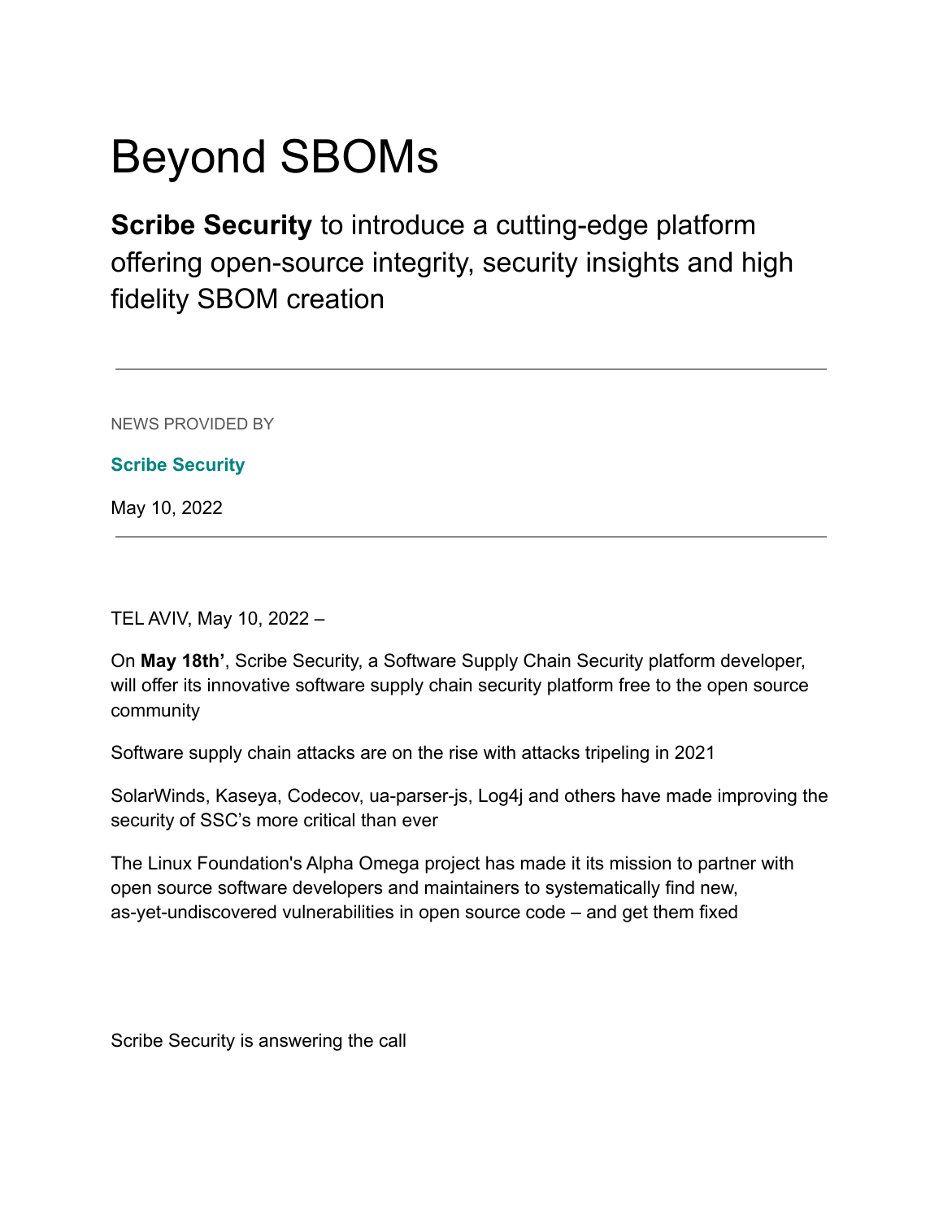# Beyond SBOMs

**Scribe Security** to introduce a cutting-edge platform offering open-source integrity, security insights and high fidelity SBOM creation

---

NEWS PROVIDED BY

**Scribe Security**

May 10, 2022

---

TEL AVIV, May 10, 2022 –

On **May 18th'**, Scribe Security, a Software Supply Chain Security platform developer, will offer its innovative software supply chain security platform free to the open source community

Software supply chain attacks are on the rise with attacks tripeling in 2021

SolarWinds, Kaseya, Codecov, ua-parser-js, Log4j and others have made improving the security of SSC's more critical than ever

The Linux Foundation's Alpha Omega project has made it its mission to partner with open source software developers and maintainers to systematically find new, as-yet-undiscovered vulnerabilities in open source code – and get them fixed

Scribe Security is answering the call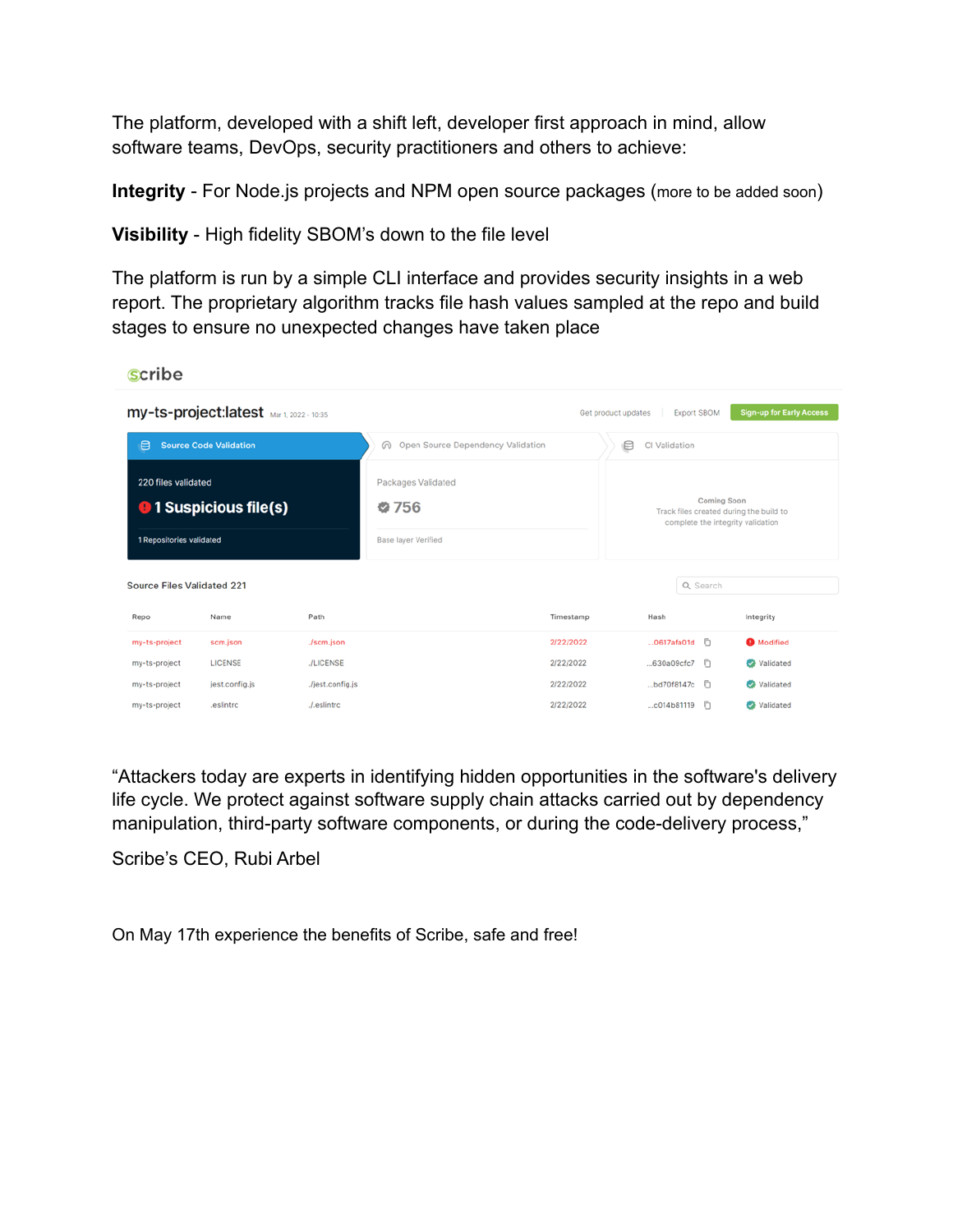The platform, developed with a shift left, developer first approach in mind, allow software teams, DevOps, security practitioners and others to achieve:

**Integrity** - For Node.js projects and NPM open source packages (more to be added soon)

**Visibility** - High fidelity SBOM's down to the file level

The platform is run by a simple CLI interface and provides security insights in a web report. The proprietary algorithm tracks file hash values sampled at the repo and build stages to ensure no unexpected changes have taken place

scribe

my-ts-project:latest Mar 1, 2022 - 10:35

Get product updates | Export SBOM | Sign-up for Early Access

Source Code Validation | Open Source Dependency Validation | CI Validation

220 files validated

1 Suspicious file(s)

1 Repositories validated

Packages Validated

756

Base layer Verified

Coming Soon

Track files created during the build to complete the integrity validation

Source Files Validated 221

Search

| Repo | Name | Path | Timestamp | Hash | Integrity |
|---|---|---|---|---|---|
| my-ts-project | scm.json | ./scm.json | 2/22/2022 | ...0617afa01d | Modified |
| my-ts-project | LICENSE | ./LICENSE | 2/22/2022 | ...630a09cfc7 | Validated |
| my-ts-project | jest.config.js | ./jest.config.js | 2/22/2022 | ...bd70f8147c | Validated |
| my-ts-project | .eslintrc | ./.eslintrc | 2/22/2022 | ...c014b81119 | Validated |

"Attackers today are experts in identifying hidden opportunities in the software's delivery life cycle. We protect against software supply chain attacks carried out by dependency manipulation, third-party software components, or during the code-delivery process,"

Scribe's CEO, Rubi Arbel

On May 17th experience the benefits of Scribe, safe and free!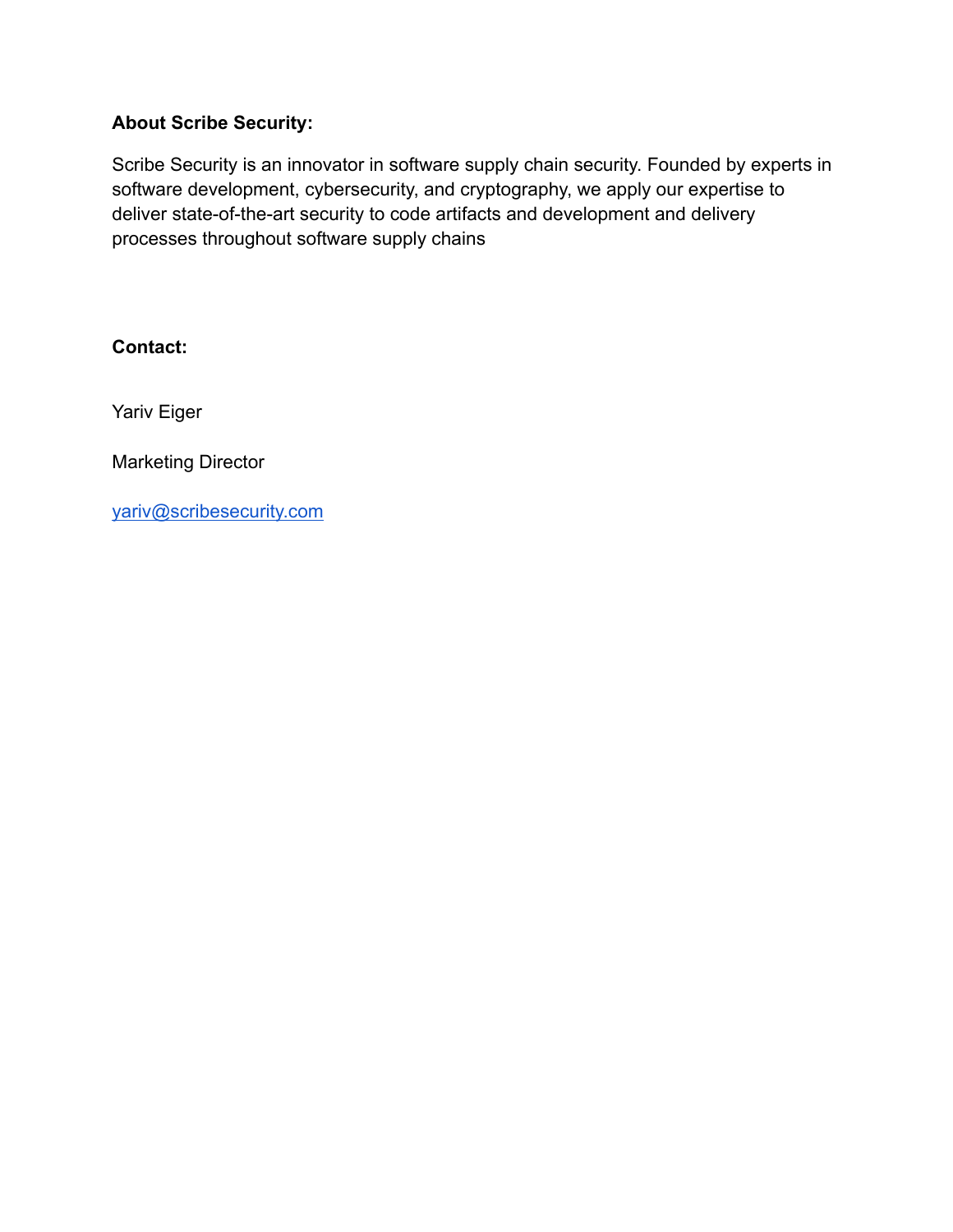**About Scribe Security:**

Scribe Security is an innovator in software supply chain security. Founded by experts in software development, cybersecurity, and cryptography, we apply our expertise to deliver state-of-the-art security to code artifacts and development and delivery processes throughout software supply chains

**Contact:**

Yariv Eiger

Marketing Director

yariv@scribesecurity.com